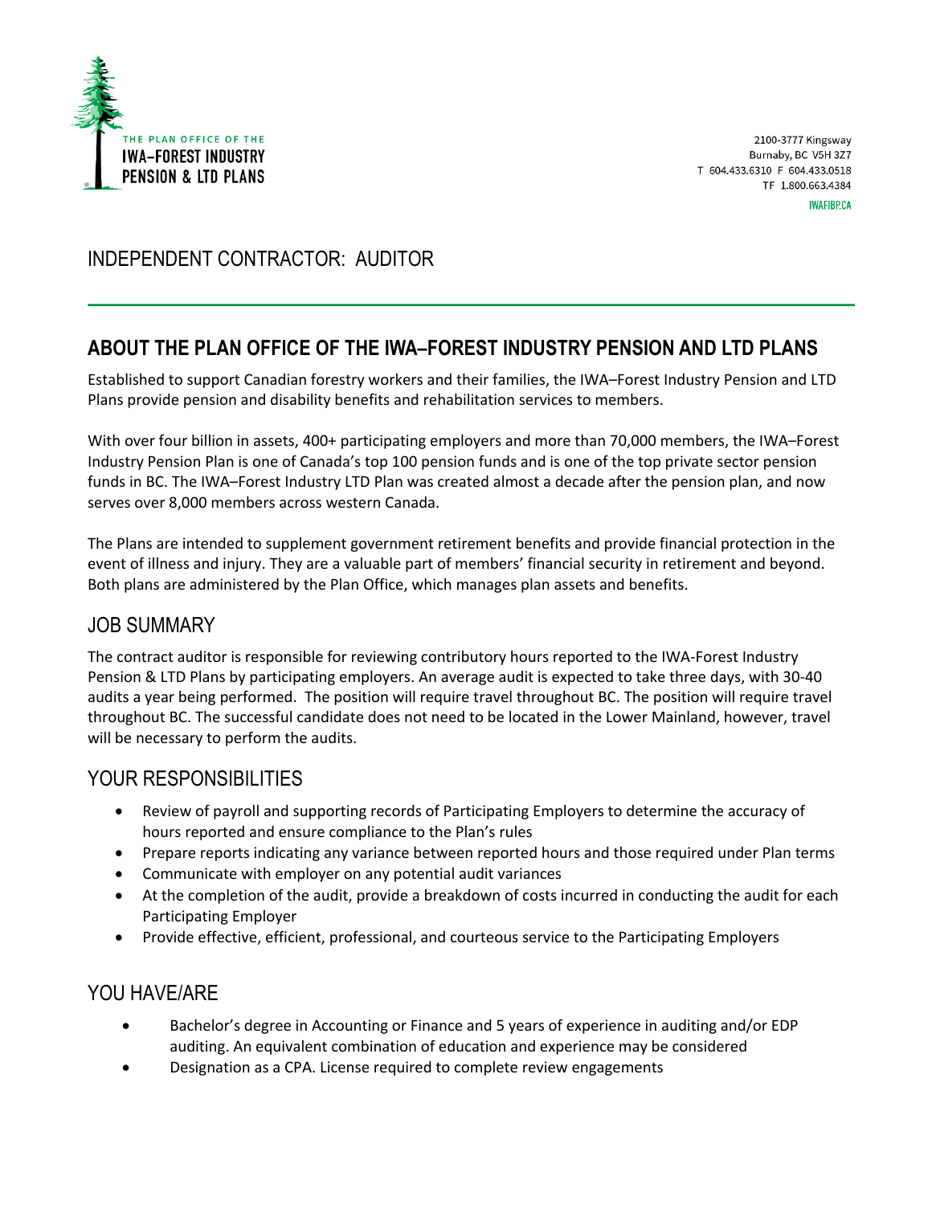THE PLAN OFFICE OF THE
IWA–FOREST INDUSTRY
PENSION & LTD PLANS

2100-3777 Kingsway
Burnaby, BC V5H 3Z7
T 604.433.6310 F 604.433.0518
TF 1.800.663.4384
IWAFIBP.CA

# INDEPENDENT CONTRACTOR: AUDITOR

## ABOUT THE PLAN OFFICE OF THE IWA–FOREST INDUSTRY PENSION AND LTD PLANS

Established to support Canadian forestry workers and their families, the IWA–Forest Industry Pension and LTD Plans provide pension and disability benefits and rehabilitation services to members.

With over four billion in assets, 400+ participating employers and more than 70,000 members, the IWA–Forest Industry Pension Plan is one of Canada's top 100 pension funds and is one of the top private sector pension funds in BC. The IWA–Forest Industry LTD Plan was created almost a decade after the pension plan, and now serves over 8,000 members across western Canada.

The Plans are intended to supplement government retirement benefits and provide financial protection in the event of illness and injury. They are a valuable part of members' financial security in retirement and beyond. Both plans are administered by the Plan Office, which manages plan assets and benefits.

## JOB SUMMARY

The contract auditor is responsible for reviewing contributory hours reported to the IWA-Forest Industry Pension & LTD Plans by participating employers. An average audit is expected to take three days, with 30-40 audits a year being performed. The position will require travel throughout BC. The position will require travel throughout BC. The successful candidate does not need to be located in the Lower Mainland, however, travel will be necessary to perform the audits.

## YOUR RESPONSIBILITIES

- Review of payroll and supporting records of Participating Employers to determine the accuracy of hours reported and ensure compliance to the Plan's rules
- Prepare reports indicating any variance between reported hours and those required under Plan terms
- Communicate with employer on any potential audit variances
- At the completion of the audit, provide a breakdown of costs incurred in conducting the audit for each Participating Employer
- Provide effective, efficient, professional, and courteous service to the Participating Employers

## YOU HAVE/ARE

- Bachelor's degree in Accounting or Finance and 5 years of experience in auditing and/or EDP auditing. An equivalent combination of education and experience may be considered
- Designation as a CPA. License required to complete review engagements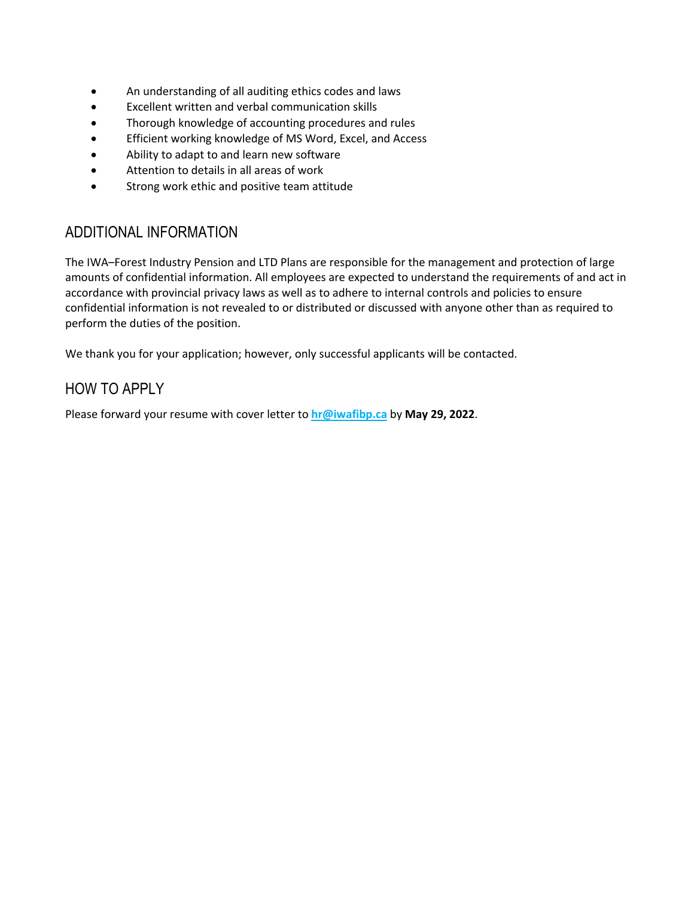- An understanding of all auditing ethics codes and laws
- Excellent written and verbal communication skills
- Thorough knowledge of accounting procedures and rules
- Efficient working knowledge of MS Word, Excel, and Access
- Ability to adapt to and learn new software
- Attention to details in all areas of work
- Strong work ethic and positive team attitude

## ADDITIONAL INFORMATION

The IWA–Forest Industry Pension and LTD Plans are responsible for the management and protection of large amounts of confidential information. All employees are expected to understand the requirements of and act in accordance with provincial privacy laws as well as to adhere to internal controls and policies to ensure confidential information is not revealed to or distributed or discussed with anyone other than as required to perform the duties of the position.

We thank you for your application; however, only successful applicants will be contacted.

## HOW TO APPLY

Please forward your resume with cover letter to **hr@iwafibp.ca** by **May 29, 2022**.